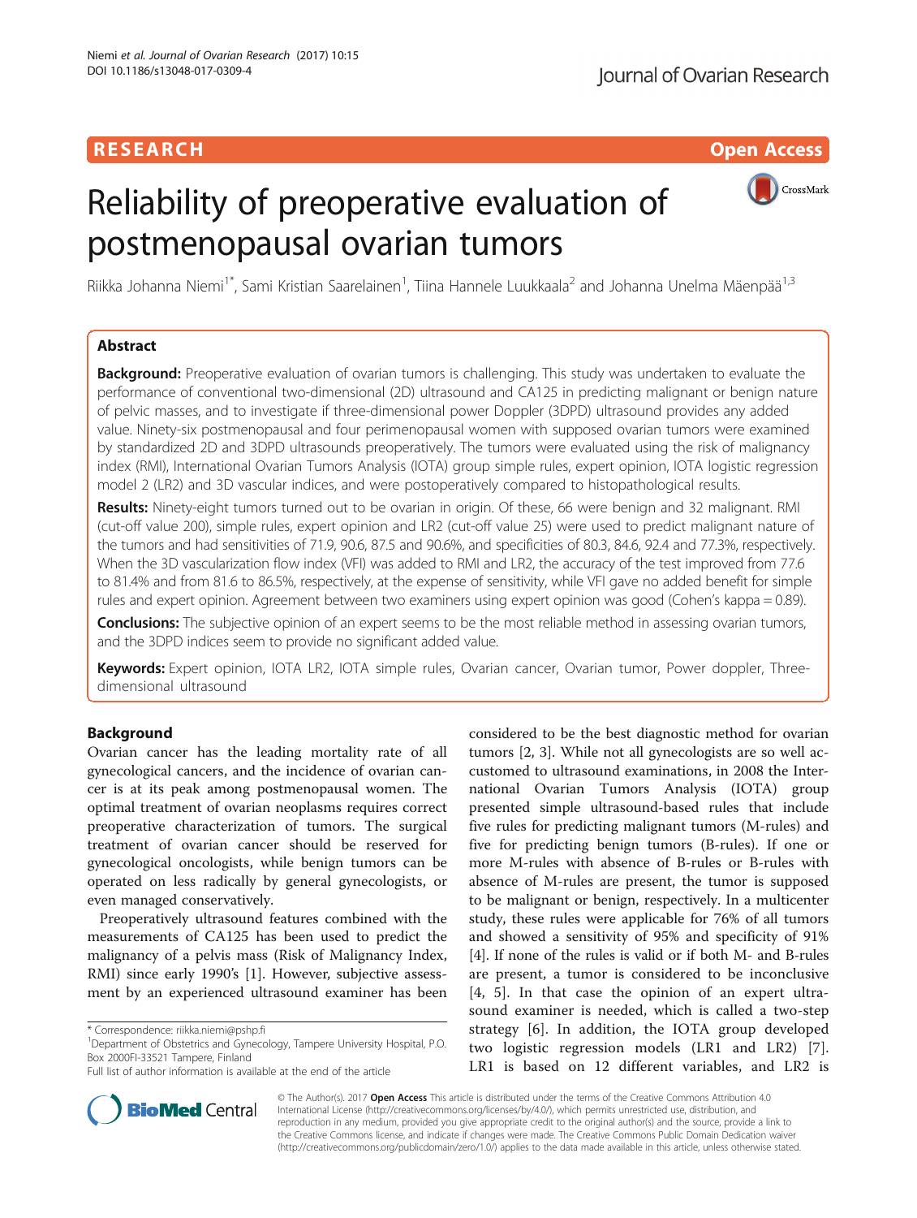RESEARCH

Open Access

# Reliability of preoperative evaluation of postmenopausal ovarian tumors

Riikka Johanna Niemi[1*], Sami Kristian Saarelainen[1], Tiina Hannele Luukkaala[2] and Johanna Unelma Mäenpää[1,3]

## Abstract

**Background:** Preoperative evaluation of ovarian tumors is challenging. This study was undertaken to evaluate the performance of conventional two-dimensional (2D) ultrasound and CA125 in predicting malignant or benign nature of pelvic masses, and to investigate if three-dimensional power Doppler (3DPD) ultrasound provides any added value. Ninety-six postmenopausal and four perimenopausal women with supposed ovarian tumors were examined by standardized 2D and 3DPD ultrasounds preoperatively. The tumors were evaluated using the risk of malignancy index (RMI), International Ovarian Tumors Analysis (IOTA) group simple rules, expert opinion, IOTA logistic regression model 2 (LR2) and 3D vascular indices, and were postoperatively compared to histopathological results.

**Results:** Ninety-eight tumors turned out to be ovarian in origin. Of these, 66 were benign and 32 malignant. RMI (cut-off value 200), simple rules, expert opinion and LR2 (cut-off value 25) were used to predict malignant nature of the tumors and had sensitivities of 71.9, 90.6, 87.5 and 90.6%, and specificities of 80.3, 84.6, 92.4 and 77.3%, respectively. When the 3D vascularization flow index (VFI) was added to RMI and LR2, the accuracy of the test improved from 77.6 to 81.4% and from 81.6 to 86.5%, respectively, at the expense of sensitivity, while VFI gave no added benefit for simple rules and expert opinion. Agreement between two examiners using expert opinion was good (Cohen's kappa = 0.89).

**Conclusions:** The subjective opinion of an expert seems to be the most reliable method in assessing ovarian tumors, and the 3DPD indices seem to provide no significant added value.

**Keywords:** Expert opinion, IOTA LR2, IOTA simple rules, Ovarian cancer, Ovarian tumor, Power doppler, Three-dimensional ultrasound

## Background

Ovarian cancer has the leading mortality rate of all gynecological cancers, and the incidence of ovarian cancer is at its peak among postmenopausal women. The optimal treatment of ovarian neoplasms requires correct preoperative characterization of tumors. The surgical treatment of ovarian cancer should be reserved for gynecological oncologists, while benign tumors can be operated on less radically by general gynecologists, or even managed conservatively.

Preoperatively ultrasound features combined with the measurements of CA125 has been used to predict the malignancy of a pelvis mass (Risk of Malignancy Index, RMI) since early 1990's [1]. However, subjective assessment by an experienced ultrasound examiner has been considered to be the best diagnostic method for ovarian tumors [2, 3]. While not all gynecologists are so well accustomed to ultrasound examinations, in 2008 the International Ovarian Tumors Analysis (IOTA) group presented simple ultrasound-based rules that include five rules for predicting malignant tumors (M-rules) and five for predicting benign tumors (B-rules). If one or more M-rules with absence of B-rules or B-rules with absence of M-rules are present, the tumor is supposed to be malignant or benign, respectively. In a multicenter study, these rules were applicable for 76% of all tumors and showed a sensitivity of 95% and specificity of 91% [4]. If none of the rules is valid or if both M- and B-rules are present, a tumor is considered to be inconclusive [4, 5]. In that case the opinion of an expert ultrasound examiner is needed, which is called a two-step strategy [6]. In addition, the IOTA group developed two logistic regression models (LR1 and LR2) [7]. LR1 is based on 12 different variables, and LR2 is

\* Correspondence: riikka.niemi@pshp.fi

[1]Department of Obstetrics and Gynecology, Tampere University Hospital, P.O. Box 2000FI-33521 Tampere, Finland

Full list of author information is available at the end of the article

© The Author(s). 2017 **Open Access** This article is distributed under the terms of the Creative Commons Attribution 4.0 International License (http://creativecommons.org/licenses/by/4.0/), which permits unrestricted use, distribution, and reproduction in any medium, provided you give appropriate credit to the original author(s) and the source, provide a link to the Creative Commons license, and indicate if changes were made. The Creative Commons Public Domain Dedication waiver (http://creativecommons.org/publicdomain/zero/1.0/) applies to the data made available in this article, unless otherwise stated.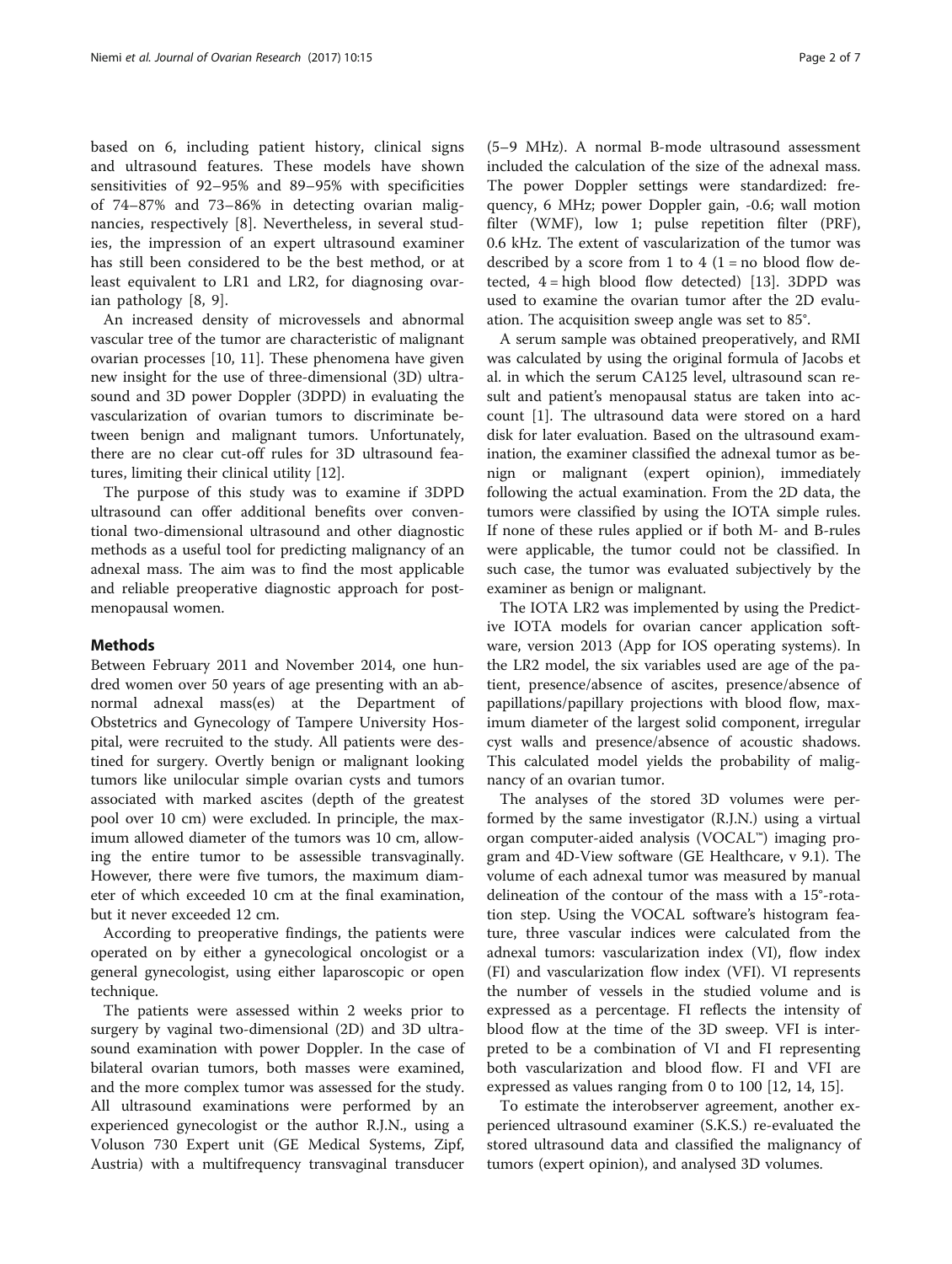based on 6, including patient history, clinical signs and ultrasound features. These models have shown sensitivities of 92–95% and 89–95% with specificities of 74–87% and 73–86% in detecting ovarian malignancies, respectively [8]. Nevertheless, in several studies, the impression of an expert ultrasound examiner has still been considered to be the best method, or at least equivalent to LR1 and LR2, for diagnosing ovarian pathology [8, 9].

An increased density of microvessels and abnormal vascular tree of the tumor are characteristic of malignant ovarian processes [10, 11]. These phenomena have given new insight for the use of three-dimensional (3D) ultrasound and 3D power Doppler (3DPD) in evaluating the vascularization of ovarian tumors to discriminate between benign and malignant tumors. Unfortunately, there are no clear cut-off rules for 3D ultrasound features, limiting their clinical utility [12].

The purpose of this study was to examine if 3DPD ultrasound can offer additional benefits over conventional two-dimensional ultrasound and other diagnostic methods as a useful tool for predicting malignancy of an adnexal mass. The aim was to find the most applicable and reliable preoperative diagnostic approach for postmenopausal women.

## Methods

Between February 2011 and November 2014, one hundred women over 50 years of age presenting with an abnormal adnexal mass(es) at the Department of Obstetrics and Gynecology of Tampere University Hospital, were recruited to the study. All patients were destined for surgery. Overtly benign or malignant looking tumors like unilocular simple ovarian cysts and tumors associated with marked ascites (depth of the greatest pool over 10 cm) were excluded. In principle, the maximum allowed diameter of the tumors was 10 cm, allowing the entire tumor to be assessible transvaginally. However, there were five tumors, the maximum diameter of which exceeded 10 cm at the final examination, but it never exceeded 12 cm.

According to preoperative findings, the patients were operated on by either a gynecological oncologist or a general gynecologist, using either laparoscopic or open technique.

The patients were assessed within 2 weeks prior to surgery by vaginal two-dimensional (2D) and 3D ultrasound examination with power Doppler. In the case of bilateral ovarian tumors, both masses were examined, and the more complex tumor was assessed for the study. All ultrasound examinations were performed by an experienced gynecologist or the author R.J.N., using a Voluson 730 Expert unit (GE Medical Systems, Zipf, Austria) with a multifrequency transvaginal transducer (5–9 MHz). A normal B-mode ultrasound assessment included the calculation of the size of the adnexal mass. The power Doppler settings were standardized: frequency, 6 MHz; power Doppler gain, -0.6; wall motion filter (WMF), low 1; pulse repetition filter (PRF), 0.6 kHz. The extent of vascularization of the tumor was described by a score from 1 to 4 (1 = no blood flow detected, 4 = high blood flow detected) [13]. 3DPD was used to examine the ovarian tumor after the 2D evaluation. The acquisition sweep angle was set to 85°.

A serum sample was obtained preoperatively, and RMI was calculated by using the original formula of Jacobs et al. in which the serum CA125 level, ultrasound scan result and patient's menopausal status are taken into account [1]. The ultrasound data were stored on a hard disk for later evaluation. Based on the ultrasound examination, the examiner classified the adnexal tumor as benign or malignant (expert opinion), immediately following the actual examination. From the 2D data, the tumors were classified by using the IOTA simple rules. If none of these rules applied or if both M- and B-rules were applicable, the tumor could not be classified. In such case, the tumor was evaluated subjectively by the examiner as benign or malignant.

The IOTA LR2 was implemented by using the Predictive IOTA models for ovarian cancer application software, version 2013 (App for IOS operating systems). In the LR2 model, the six variables used are age of the patient, presence/absence of ascites, presence/absence of papillations/papillary projections with blood flow, maximum diameter of the largest solid component, irregular cyst walls and presence/absence of acoustic shadows. This calculated model yields the probability of malignancy of an ovarian tumor.

The analyses of the stored 3D volumes were performed by the same investigator (R.J.N.) using a virtual organ computer-aided analysis (VOCAL™) imaging program and 4D-View software (GE Healthcare, v 9.1). The volume of each adnexal tumor was measured by manual delineation of the contour of the mass with a 15°-rotation step. Using the VOCAL software's histogram feature, three vascular indices were calculated from the adnexal tumors: vascularization index (VI), flow index (FI) and vascularization flow index (VFI). VI represents the number of vessels in the studied volume and is expressed as a percentage. FI reflects the intensity of blood flow at the time of the 3D sweep. VFI is interpreted to be a combination of VI and FI representing both vascularization and blood flow. FI and VFI are expressed as values ranging from 0 to 100 [12, 14, 15].

To estimate the interobserver agreement, another experienced ultrasound examiner (S.K.S.) re-evaluated the stored ultrasound data and classified the malignancy of tumors (expert opinion), and analysed 3D volumes.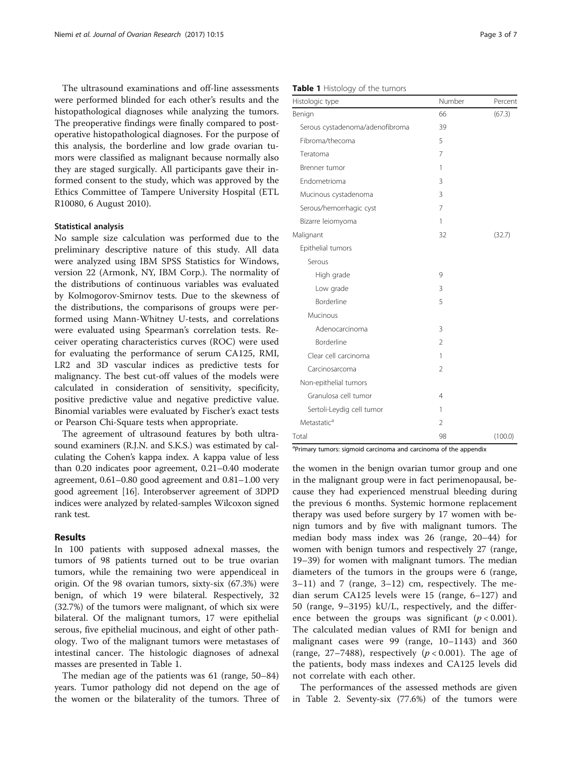The ultrasound examinations and off-line assessments were performed blinded for each other's results and the histopathological diagnoses while analyzing the tumors. The preoperative findings were finally compared to postoperative histopathological diagnoses. For the purpose of this analysis, the borderline and low grade ovarian tumors were classified as malignant because normally also they are staged surgically. All participants gave their informed consent to the study, which was approved by the Ethics Committee of Tampere University Hospital (ETL R10080, 6 August 2010).

### Statistical analysis

No sample size calculation was performed due to the preliminary descriptive nature of this study. All data were analyzed using IBM SPSS Statistics for Windows, version 22 (Armonk, NY, IBM Corp.). The normality of the distributions of continuous variables was evaluated by Kolmogorov-Smirnov tests. Due to the skewness of the distributions, the comparisons of groups were performed using Mann-Whitney U-tests, and correlations were evaluated using Spearman's correlation tests. Receiver operating characteristics curves (ROC) were used for evaluating the performance of serum CA125, RMI, LR2 and 3D vascular indices as predictive tests for malignancy. The best cut-off values of the models were calculated in consideration of sensitivity, specificity, positive predictive value and negative predictive value. Binomial variables were evaluated by Fischer's exact tests or Pearson Chi-Square tests when appropriate.

The agreement of ultrasound features by both ultrasound examiners (R.J.N. and S.K.S.) was estimated by calculating the Cohen's kappa index. A kappa value of less than 0.20 indicates poor agreement, 0.21–0.40 moderate agreement, 0.61–0.80 good agreement and 0.81–1.00 very good agreement [16]. Interobserver agreement of 3DPD indices were analyzed by related-samples Wilcoxon signed rank test.

## Results

In 100 patients with supposed adnexal masses, the tumors of 98 patients turned out to be true ovarian tumors, while the remaining two were appendiceal in origin. Of the 98 ovarian tumors, sixty-six (67.3%) were benign, of which 19 were bilateral. Respectively, 32 (32.7%) of the tumors were malignant, of which six were bilateral. Of the malignant tumors, 17 were epithelial serous, five epithelial mucinous, and eight of other pathology. Two of the malignant tumors were metastases of intestinal cancer. The histologic diagnoses of adnexal masses are presented in Table 1.

The median age of the patients was 61 (range, 50–84) years. Tumor pathology did not depend on the age of the women or the bilaterality of the tumors. Three of the women in the benign ovarian tumor group and one in the malignant group were in fact perimenopausal, because they had experienced menstrual bleeding during the previous 6 months. Systemic hormone replacement therapy was used before surgery by 17 women with benign tumors and by five with malignant tumors. The median body mass index was 26 (range, 20–44) for women with benign tumors and respectively 27 (range, 19–39) for women with malignant tumors. The median diameters of the tumors in the groups were 6 (range, 3–11) and 7 (range, 3–12) cm, respectively. The median serum CA125 levels were 15 (range, 6–127) and 50 (range, 9–3195) kU/L, respectively, and the difference between the groups was significant ($p < 0.001$). The calculated median values of RMI for benign and malignant cases were 99 (range, 10–1143) and 360 (range, 27–7488), respectively ($p < 0.001$). The age of the patients, body mass indexes and CA125 levels did not correlate with each other.

The performances of the assessed methods are given in Table 2. Seventy-six (77.6%) of the tumors were

**Table 1** Histology of the tumors

| Histologic type | Number | Percent |
|---|---|---|
| Benign | 66 | (67.3) |
| Serous cystadenoma/adenofibroma | 39 | |
| Fibroma/thecoma | 5 | |
| Teratoma | 7 | |
| Brenner tumor | 1 | |
| Endometrioma | 3 | |
| Mucinous cystadenoma | 3 | |
| Serous/hemorrhagic cyst | 7 | |
| Bizarre leiomyoma | 1 | |
| Malignant | 32 | (32.7) |
| Epithelial tumors | | |
| Serous | | |
| High grade | 9 | |
| Low grade | 3 | |
| Borderline | 5 | |
| Mucinous | | |
| Adenocarcinoma | 3 | |
| Borderline | 2 | |
| Clear cell carcinoma | 1 | |
| Carcinosarcoma | 2 | |
| Non-epithelial tumors | | |
| Granulosa cell tumor | 4 | |
| Sertoli-Leydig cell tumor | 1 | |
| Metastatic[a] | 2 | |
| Total | 98 | (100.0) |

[a]Primary tumors: sigmoid carcinoma and carcinoma of the appendix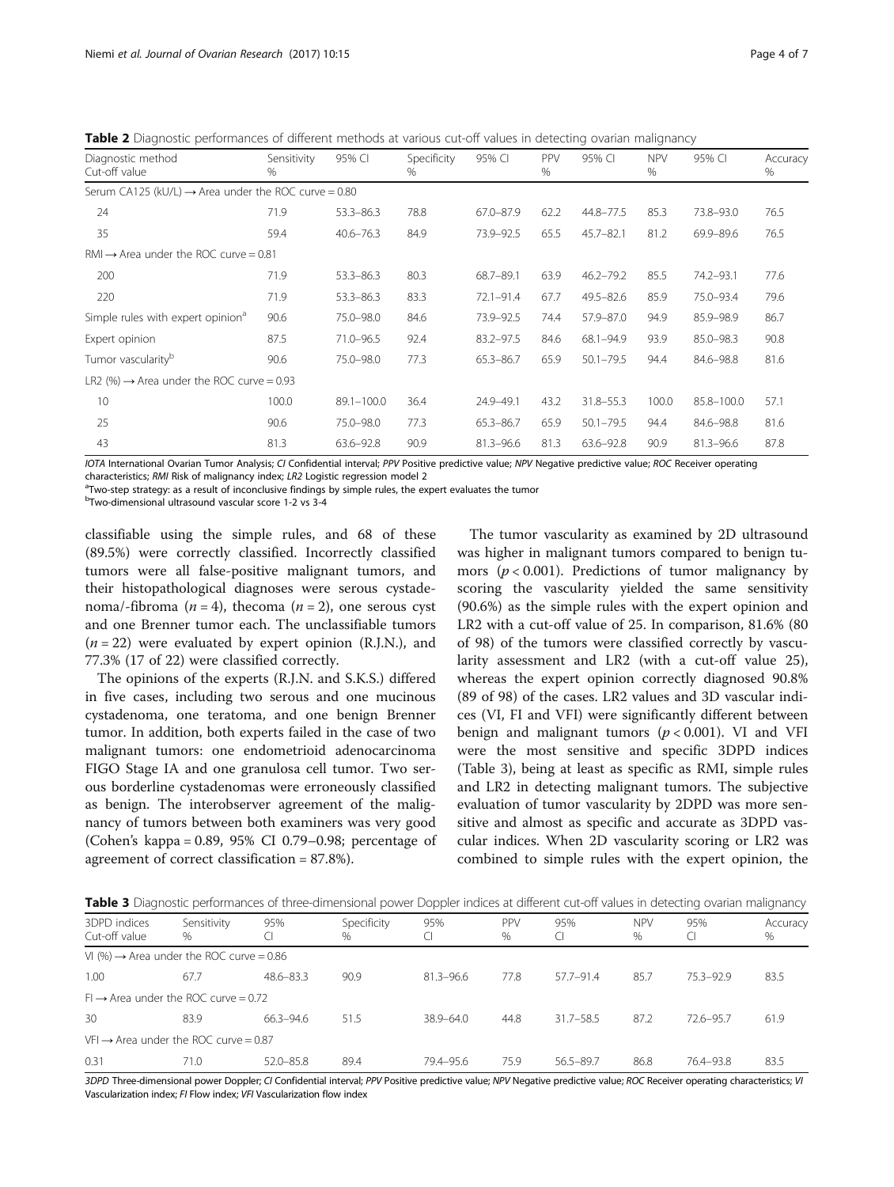**Table 2** Diagnostic performances of different methods at various cut-off values in detecting ovarian malignancy

| Diagnostic method Cut-off value | Sensitivity % | 95% CI | Specificity % | 95% CI | PPV % | 95% CI | NPV % | 95% CI | Accuracy % |
|---|---|---|---|---|---|---|---|---|---|
| Serum CA125 (kU/L) → Area under the ROC curve = 0.80 | | | | | | | | | |
| 24 | 71.9 | 53.3–86.3 | 78.8 | 67.0–87.9 | 62.2 | 44.8–77.5 | 85.3 | 73.8–93.0 | 76.5 |
| 35 | 59.4 | 40.6–76.3 | 84.9 | 73.9–92.5 | 65.5 | 45.7–82.1 | 81.2 | 69.9–89.6 | 76.5 |
| RMI → Area under the ROC curve = 0.81 | | | | | | | | | |
| 200 | 71.9 | 53.3–86.3 | 80.3 | 68.7–89.1 | 63.9 | 46.2–79.2 | 85.5 | 74.2–93.1 | 77.6 |
| 220 | 71.9 | 53.3–86.3 | 83.3 | 72.1–91.4 | 67.7 | 49.5–82.6 | 85.9 | 75.0–93.4 | 79.6 |
| Simple rules with expert opinion[a] | 90.6 | 75.0–98.0 | 84.6 | 73.9–92.5 | 74.4 | 57.9–87.0 | 94.9 | 85.9–98.9 | 86.7 |
| Expert opinion | 87.5 | 71.0–96.5 | 92.4 | 83.2–97.5 | 84.6 | 68.1–94.9 | 93.9 | 85.0–98.3 | 90.8 |
| Tumor vascularity[b] | 90.6 | 75.0–98.0 | 77.3 | 65.3–86.7 | 65.9 | 50.1–79.5 | 94.4 | 84.6–98.8 | 81.6 |
| LR2 (%) → Area under the ROC curve = 0.93 | | | | | | | | | |
| 10 | 100.0 | 89.1–100.0 | 36.4 | 24.9–49.1 | 43.2 | 31.8–55.3 | 100.0 | 85.8–100.0 | 57.1 |
| 25 | 90.6 | 75.0–98.0 | 77.3 | 65.3–86.7 | 65.9 | 50.1–79.5 | 94.4 | 84.6–98.8 | 81.6 |
| 43 | 81.3 | 63.6–92.8 | 90.9 | 81.3–96.6 | 81.3 | 63.6–92.8 | 90.9 | 81.3–96.6 | 87.8 |

*IOTA* International Ovarian Tumor Analysis; *CI* Confidential interval; *PPV* Positive predictive value; *NPV* Negative predictive value; *ROC* Receiver operating characteristics; *RMI* Risk of malignancy index; *LR2* Logistic regression model 2

[a]Two-step strategy: as a result of inconclusive findings by simple rules, the expert evaluates the tumor

[b]Two-dimensional ultrasound vascular score 1-2 vs 3-4

classifiable using the simple rules, and 68 of these (89.5%) were correctly classified. Incorrectly classified tumors were all false-positive malignant tumors, and their histopathological diagnoses were serous cystadenoma/-fibroma ($n = 4$), thecoma ($n = 2$), one serous cyst and one Brenner tumor each. The unclassifiable tumors ($n = 22$) were evaluated by expert opinion (R.J.N.), and 77.3% (17 of 22) were classified correctly.

The opinions of the experts (R.J.N. and S.K.S.) differed in five cases, including two serous and one mucinous cystadenoma, one teratoma, and one benign Brenner tumor. In addition, both experts failed in the case of two malignant tumors: one endometrioid adenocarcinoma FIGO Stage IA and one granulosa cell tumor. Two serous borderline cystadenomas were erroneously classified as benign. The interobserver agreement of the malignancy of tumors between both examiners was very good (Cohen's kappa = 0.89, 95% CI 0.79–0.98; percentage of agreement of correct classification = 87.8%).

The tumor vascularity as examined by 2D ultrasound was higher in malignant tumors compared to benign tumors ($p < 0.001$). Predictions of tumor malignancy by scoring the vascularity yielded the same sensitivity (90.6%) as the simple rules with the expert opinion and LR2 with a cut-off value of 25. In comparison, 81.6% (80 of 98) of the tumors were classified correctly by vascularity assessment and LR2 (with a cut-off value 25), whereas the expert opinion correctly diagnosed 90.8% (89 of 98) of the cases. LR2 values and 3D vascular indices (VI, FI and VFI) were significantly different between benign and malignant tumors ($p < 0.001$). VI and VFI were the most sensitive and specific 3DPD indices (Table 3), being at least as specific as RMI, simple rules and LR2 in detecting malignant tumors. The subjective evaluation of tumor vascularity by 2DPD was more sensitive and almost as specific and accurate as 3DPD vascular indices. When 2D vascularity scoring or LR2 was combined to simple rules with the expert opinion, the

**Table 3** Diagnostic performances of three-dimensional power Doppler indices at different cut-off values in detecting ovarian malignancy

| 3DPD indices Cut-off value | Sensitivity % | 95% CI | Specificity % | 95% CI | PPV % | 95% CI | NPV % | 95% CI | Accuracy % |
|---|---|---|---|---|---|---|---|---|---|
| VI (%) → Area under the ROC curve = 0.86 | | | | | | | | | |
| 1.00 | 67.7 | 48.6–83.3 | 90.9 | 81.3–96.6 | 77.8 | 57.7–91.4 | 85.7 | 75.3–92.9 | 83.5 |
| FI → Area under the ROC curve = 0.72 | | | | | | | | | |
| 30 | 83.9 | 66.3–94.6 | 51.5 | 38.9–64.0 | 44.8 | 31.7–58.5 | 87.2 | 72.6–95.7 | 61.9 |
| VFI → Area under the ROC curve = 0.87 | | | | | | | | | |
| 0.31 | 71.0 | 52.0–85.8 | 89.4 | 79.4–95.6 | 75.9 | 56.5–89.7 | 86.8 | 76.4–93.8 | 83.5 |

*3DPD* Three-dimensional power Doppler; *CI* Confidential interval; *PPV* Positive predictive value; *NPV* Negative predictive value; *ROC* Receiver operating characteristics; *VI* Vascularization index; *FI* Flow index; *VFI* Vascularization flow index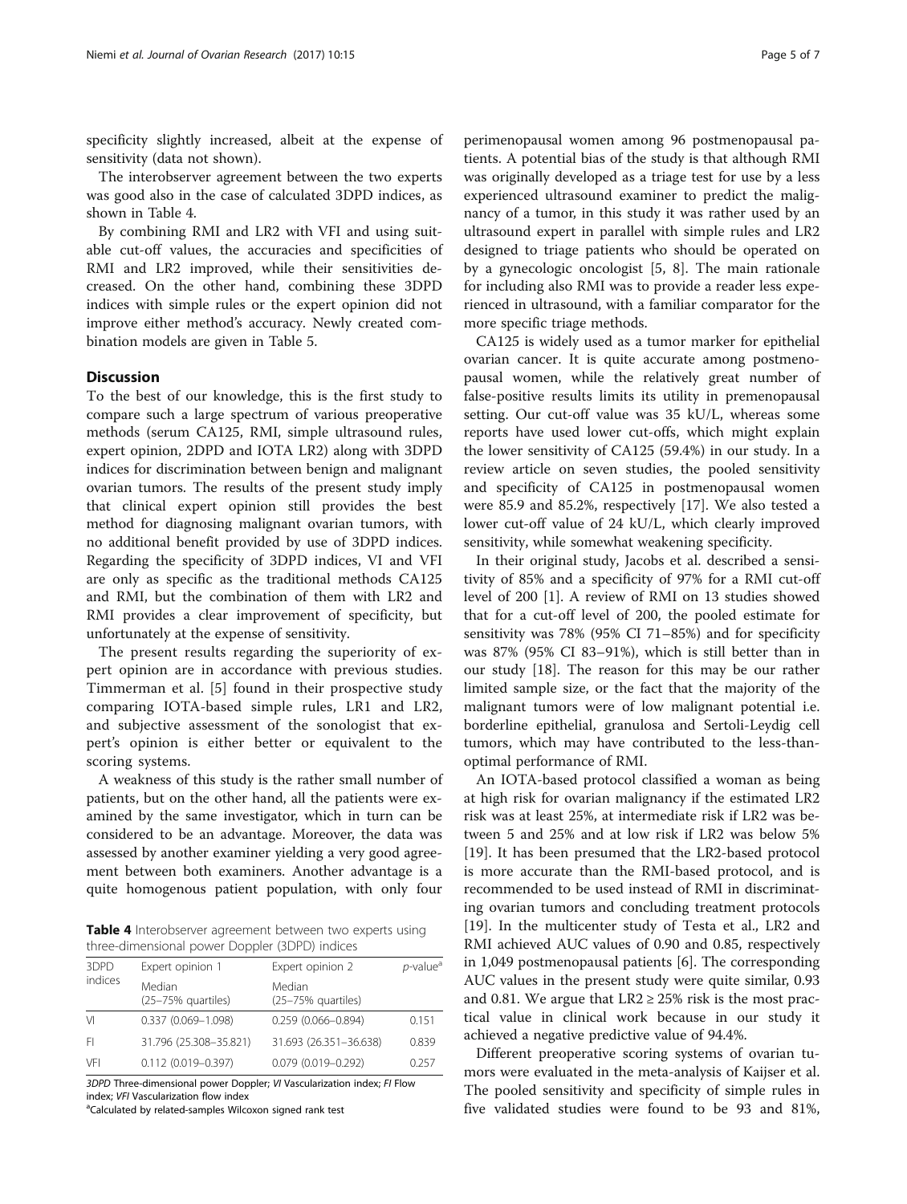specificity slightly increased, albeit at the expense of sensitivity (data not shown).

The interobserver agreement between the two experts was good also in the case of calculated 3DPD indices, as shown in Table 4.

By combining RMI and LR2 with VFI and using suitable cut-off values, the accuracies and specificities of RMI and LR2 improved, while their sensitivities decreased. On the other hand, combining these 3DPD indices with simple rules or the expert opinion did not improve either method's accuracy. Newly created combination models are given in Table 5.

## Discussion

To the best of our knowledge, this is the first study to compare such a large spectrum of various preoperative methods (serum CA125, RMI, simple ultrasound rules, expert opinion, 2DPD and IOTA LR2) along with 3DPD indices for discrimination between benign and malignant ovarian tumors. The results of the present study imply that clinical expert opinion still provides the best method for diagnosing malignant ovarian tumors, with no additional benefit provided by use of 3DPD indices. Regarding the specificity of 3DPD indices, VI and VFI are only as specific as the traditional methods CA125 and RMI, but the combination of them with LR2 and RMI provides a clear improvement of specificity, but unfortunately at the expense of sensitivity.

The present results regarding the superiority of expert opinion are in accordance with previous studies. Timmerman et al. [5] found in their prospective study comparing IOTA-based simple rules, LR1 and LR2, and subjective assessment of the sonologist that expert's opinion is either better or equivalent to the scoring systems.

A weakness of this study is the rather small number of patients, but on the other hand, all the patients were examined by the same investigator, which in turn can be considered to be an advantage. Moreover, the data was assessed by another examiner yielding a very good agreement between both examiners. Another advantage is a quite homogenous patient population, with only four perimenopausal women among 96 postmenopausal patients. A potential bias of the study is that although RMI was originally developed as a triage test for use by a less experienced ultrasound examiner to predict the malignancy of a tumor, in this study it was rather used by an ultrasound expert in parallel with simple rules and LR2 designed to triage patients who should be operated on by a gynecologic oncologist [5, 8]. The main rationale for including also RMI was to provide a reader less experienced in ultrasound, with a familiar comparator for the more specific triage methods.

**Table 4** Interobserver agreement between two experts using three-dimensional power Doppler (3DPD) indices

| 3DPD indices | Expert opinion 1 | Expert opinion 2 | *p*-value[a] |
|---|---|---|---|
| | Median (25–75% quartiles) | Median (25–75% quartiles) | |
| VI | 0.337 (0.069–1.098) | 0.259 (0.066–0.894) | 0.151 |
| FI | 31.796 (25.308–35.821) | 31.693 (26.351–36.638) | 0.839 |
| VFI | 0.112 (0.019–0.397) | 0.079 (0.019–0.292) | 0.257 |

*3DPD* Three-dimensional power Doppler; *VI* Vascularization index; *FI* Flow index; *VFI* Vascularization flow index

[a]Calculated by related-samples Wilcoxon signed rank test

CA125 is widely used as a tumor marker for epithelial ovarian cancer. It is quite accurate among postmenopausal women, while the relatively great number of false-positive results limits its utility in premenopausal setting. Our cut-off value was 35 kU/L, whereas some reports have used lower cut-offs, which might explain the lower sensitivity of CA125 (59.4%) in our study. In a review article on seven studies, the pooled sensitivity and specificity of CA125 in postmenopausal women were 85.9 and 85.2%, respectively [17]. We also tested a lower cut-off value of 24 kU/L, which clearly improved sensitivity, while somewhat weakening specificity.

In their original study, Jacobs et al. described a sensitivity of 85% and a specificity of 97% for a RMI cut-off level of 200 [1]. A review of RMI on 13 studies showed that for a cut-off level of 200, the pooled estimate for sensitivity was 78% (95% CI 71–85%) and for specificity was 87% (95% CI 83–91%), which is still better than in our study [18]. The reason for this may be our rather limited sample size, or the fact that the majority of the malignant tumors were of low malignant potential i.e. borderline epithelial, granulosa and Sertoli-Leydig cell tumors, which may have contributed to the less-than-optimal performance of RMI.

An IOTA-based protocol classified a woman as being at high risk for ovarian malignancy if the estimated LR2 risk was at least 25%, at intermediate risk if LR2 was between 5 and 25% and at low risk if LR2 was below 5% [19]. It has been presumed that the LR2-based protocol is more accurate than the RMI-based protocol, and is recommended to be used instead of RMI in discriminating ovarian tumors and concluding treatment protocols [19]. In the multicenter study of Testa et al., LR2 and RMI achieved AUC values of 0.90 and 0.85, respectively in 1,049 postmenopausal patients [6]. The corresponding AUC values in the present study were quite similar, 0.93 and 0.81. We argue that LR2 ≥ 25% risk is the most practical value in clinical work because in our study it achieved a negative predictive value of 94.4%.

Different preoperative scoring systems of ovarian tumors were evaluated in the meta-analysis of Kaijser et al. The pooled sensitivity and specificity of simple rules in five validated studies were found to be 93 and 81%,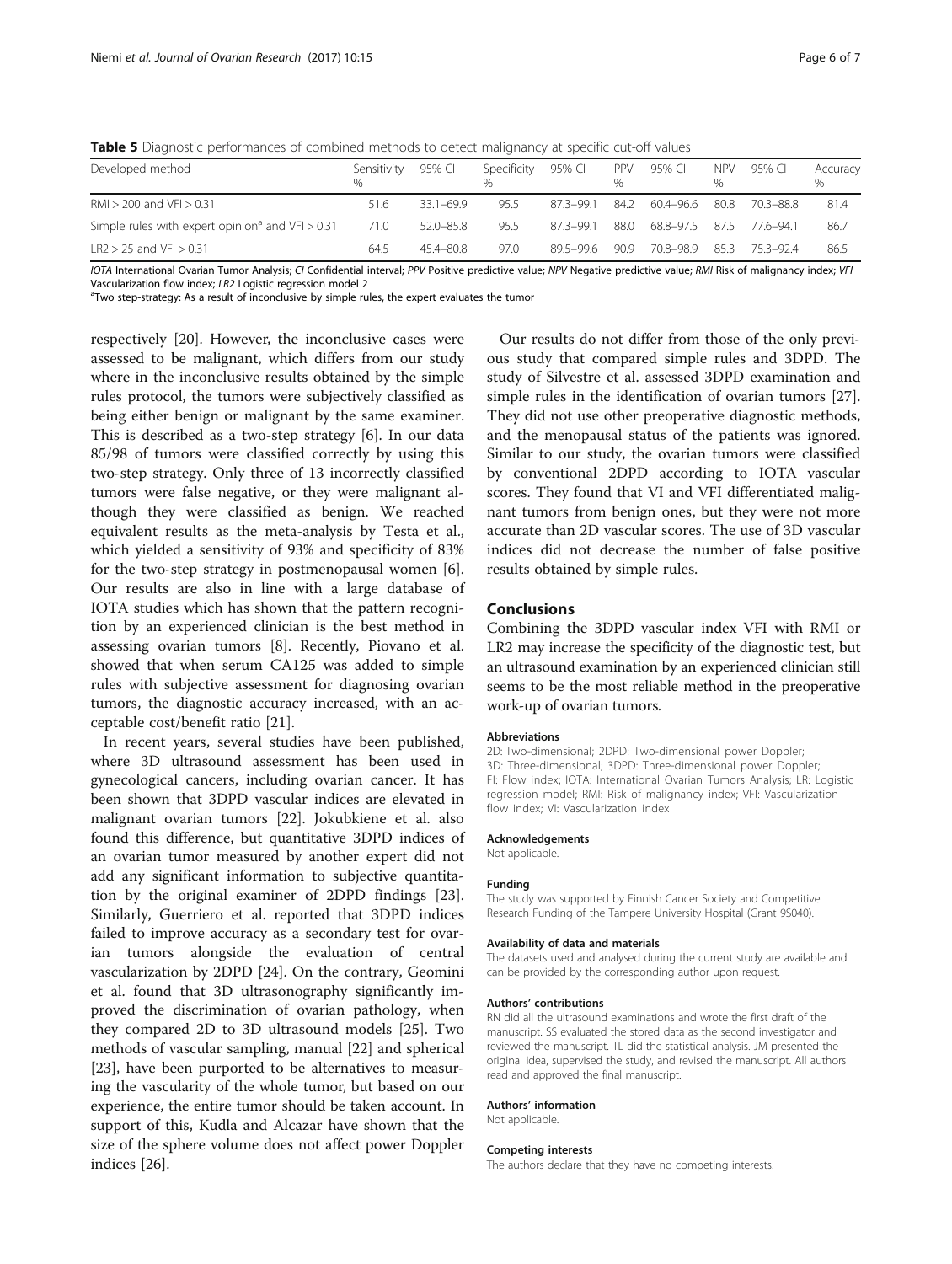**Table 5** Diagnostic performances of combined methods to detect malignancy at specific cut-off values

| Developed method | Sensitivity % | 95% CI | Specificity % | 95% CI | PPV % | 95% CI | NPV % | 95% CI | Accuracy % |
|---|---|---|---|---|---|---|---|---|---|
| RMI > 200 and VFI > 0.31 | 51.6 | 33.1–69.9 | 95.5 | 87.3–99.1 | 84.2 | 60.4–96.6 | 80.8 | 70.3–88.8 | 81.4 |
| Simple rules with expert opinion[a] and VFI > 0.31 | 71.0 | 52.0–85.8 | 95.5 | 87.3–99.1 | 88.0 | 68.8–97.5 | 87.5 | 77.6–94.1 | 86.7 |
| LR2 > 25 and VFI > 0.31 | 64.5 | 45.4–80.8 | 97.0 | 89.5–99.6 | 90.9 | 70.8–98.9 | 85.3 | 75.3–92.4 | 86.5 |

*IOTA* International Ovarian Tumor Analysis; *CI* Confidential interval; *PPV* Positive predictive value; *NPV* Negative predictive value; *RMI* Risk of malignancy index; *VFI* Vascularization flow index; *LR2* Logistic regression model 2

[a]Two step-strategy: As a result of inconclusive by simple rules, the expert evaluates the tumor

respectively [20]. However, the inconclusive cases were assessed to be malignant, which differs from our study where in the inconclusive results obtained by the simple rules protocol, the tumors were subjectively classified as being either benign or malignant by the same examiner. This is described as a two-step strategy [6]. In our data 85/98 of tumors were classified correctly by using this two-step strategy. Only three of 13 incorrectly classified tumors were false negative, or they were malignant although they were classified as benign. We reached equivalent results as the meta-analysis by Testa et al., which yielded a sensitivity of 93% and specificity of 83% for the two-step strategy in postmenopausal women [6]. Our results are also in line with a large database of IOTA studies which has shown that the pattern recognition by an experienced clinician is the best method in assessing ovarian tumors [8]. Recently, Piovano et al. showed that when serum CA125 was added to simple rules with subjective assessment for diagnosing ovarian tumors, the diagnostic accuracy increased, with an acceptable cost/benefit ratio [21].

In recent years, several studies have been published, where 3D ultrasound assessment has been used in gynecological cancers, including ovarian cancer. It has been shown that 3DPD vascular indices are elevated in malignant ovarian tumors [22]. Jokubkiene et al. also found this difference, but quantitative 3DPD indices of an ovarian tumor measured by another expert did not add any significant information to subjective quantitation by the original examiner of 2DPD findings [23]. Similarly, Guerriero et al. reported that 3DPD indices failed to improve accuracy as a secondary test for ovarian tumors alongside the evaluation of central vascularization by 2DPD [24]. On the contrary, Geomini et al. found that 3D ultrasonography significantly improved the discrimination of ovarian pathology, when they compared 2D to 3D ultrasound models [25]. Two methods of vascular sampling, manual [22] and spherical [23], have been purported to be alternatives to measuring the vascularity of the whole tumor, but based on our experience, the entire tumor should be taken account. In support of this, Kudla and Alcazar have shown that the size of the sphere volume does not affect power Doppler indices [26].

Our results do not differ from those of the only previous study that compared simple rules and 3DPD. The study of Silvestre et al. assessed 3DPD examination and simple rules in the identification of ovarian tumors [27]. They did not use other preoperative diagnostic methods, and the menopausal status of the patients was ignored. Similar to our study, the ovarian tumors were classified by conventional 2DPD according to IOTA vascular scores. They found that VI and VFI differentiated malignant tumors from benign ones, but they were not more accurate than 2D vascular scores. The use of 3D vascular indices did not decrease the number of false positive results obtained by simple rules.

## Conclusions

Combining the 3DPD vascular index VFI with RMI or LR2 may increase the specificity of the diagnostic test, but an ultrasound examination by an experienced clinician still seems to be the most reliable method in the preoperative work-up of ovarian tumors.

#### Abbreviations

2D: Two-dimensional; 2DPD: Two-dimensional power Doppler; 3D: Three-dimensional; 3DPD: Three-dimensional power Doppler; FI: Flow index; IOTA: International Ovarian Tumors Analysis; LR: Logistic regression model; RMI: Risk of malignancy index; VFI: Vascularization flow index; VI: Vascularization index

#### Acknowledgements

Not applicable.

#### Funding

The study was supported by Finnish Cancer Society and Competitive Research Funding of the Tampere University Hospital (Grant 9S040).

#### Availability of data and materials

The datasets used and analysed during the current study are available and can be provided by the corresponding author upon request.

#### Authors' contributions

RN did all the ultrasound examinations and wrote the first draft of the manuscript. SS evaluated the stored data as the second investigator and reviewed the manuscript. TL did the statistical analysis. JM presented the original idea, supervised the study, and revised the manuscript. All authors read and approved the final manuscript.

#### Authors' information

Not applicable.

#### Competing interests

The authors declare that they have no competing interests.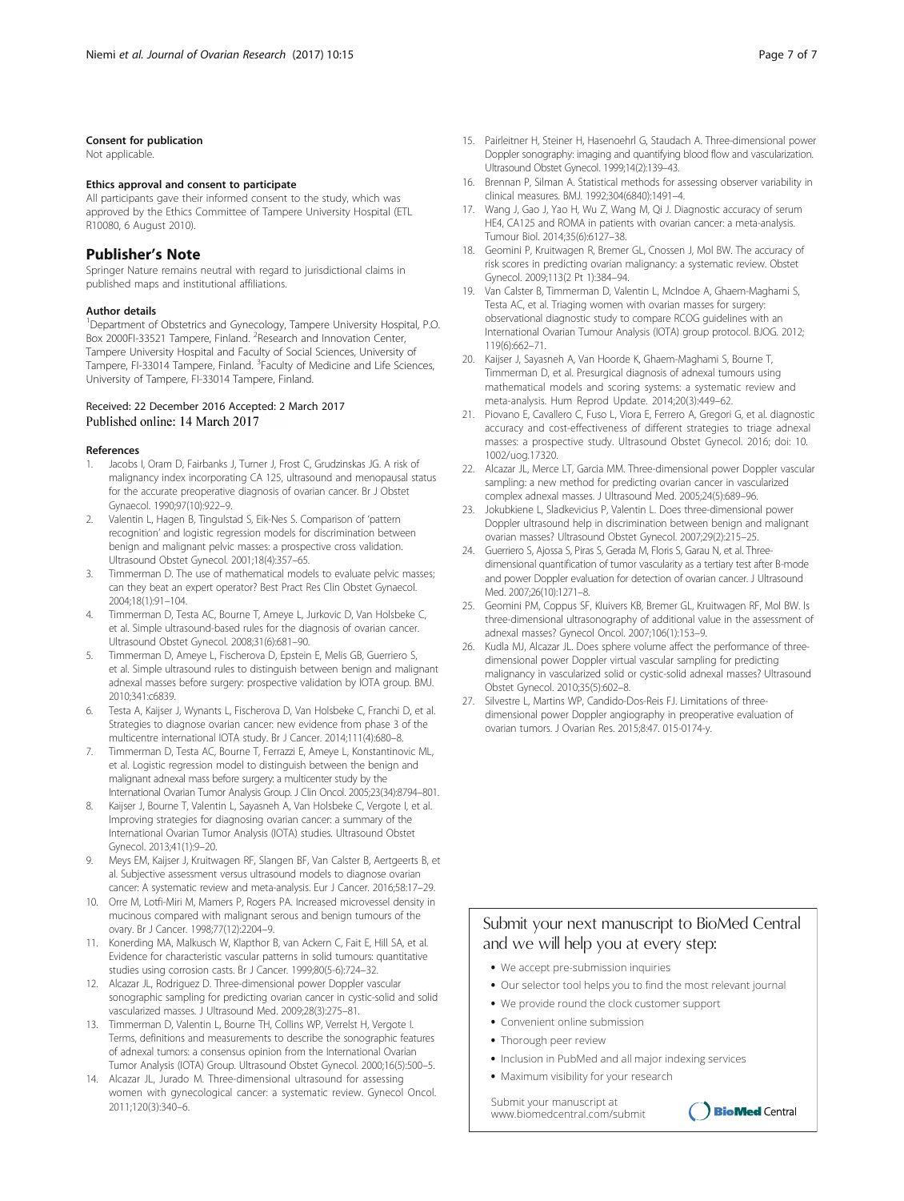#### Consent for publication

Not applicable.

#### Ethics approval and consent to participate

All participants gave their informed consent to the study, which was approved by the Ethics Committee of Tampere University Hospital (ETL R10080, 6 August 2010).

## Publisher's Note

Springer Nature remains neutral with regard to jurisdictional claims in published maps and institutional affiliations.

#### Author details

[1]Department of Obstetrics and Gynecology, Tampere University Hospital, P.O. Box 2000FI-33521 Tampere, Finland. [2]Research and Innovation Center, Tampere University Hospital and Faculty of Social Sciences, University of Tampere, FI-33014 Tampere, Finland. [3]Faculty of Medicine and Life Sciences, University of Tampere, FI-33014 Tampere, Finland.

Received: 22 December 2016 Accepted: 2 March 2017
Published online: 14 March 2017

#### References

1. Jacobs I, Oram D, Fairbanks J, Turner J, Frost C, Grudzinskas JG. A risk of malignancy index incorporating CA 125, ultrasound and menopausal status for the accurate preoperative diagnosis of ovarian cancer. Br J Obstet Gynaecol. 1990;97(10):922–9.
2. Valentin L, Hagen B, Tingulstad S, Eik-Nes S. Comparison of 'pattern recognition' and logistic regression models for discrimination between benign and malignant pelvic masses: a prospective cross validation. Ultrasound Obstet Gynecol. 2001;18(4):357–65.
3. Timmerman D. The use of mathematical models to evaluate pelvic masses; can they beat an expert operator? Best Pract Res Clin Obstet Gynaecol. 2004;18(1):91–104.
4. Timmerman D, Testa AC, Bourne T, Ameye L, Jurkovic D, Van Holsbeke C, et al. Simple ultrasound-based rules for the diagnosis of ovarian cancer. Ultrasound Obstet Gynecol. 2008;31(6):681–90.
5. Timmerman D, Ameye L, Fischerova D, Epstein E, Melis GB, Guerriero S, et al. Simple ultrasound rules to distinguish between benign and malignant adnexal masses before surgery: prospective validation by IOTA group. BMJ. 2010;341:c6839.
6. Testa A, Kaijser J, Wynants L, Fischerova D, Van Holsbeke C, Franchi D, et al. Strategies to diagnose ovarian cancer: new evidence from phase 3 of the multicentre international IOTA study. Br J Cancer. 2014;111(4):680–8.
7. Timmerman D, Testa AC, Bourne T, Ferrazzi E, Ameye L, Konstantinovic ML, et al. Logistic regression model to distinguish between the benign and malignant adnexal mass before surgery: a multicenter study by the International Ovarian Tumor Analysis Group. J Clin Oncol. 2005;23(34):8794–801.
8. Kaijser J, Bourne T, Valentin L, Sayasneh A, Van Holsbeke C, Vergote I, et al. Improving strategies for diagnosing ovarian cancer: a summary of the International Ovarian Tumor Analysis (IOTA) studies. Ultrasound Obstet Gynecol. 2013;41(1):9–20.
9. Meys EM, Kaijser J, Kruitwagen RF, Slangen BF, Van Calster B, Aertgeerts B, et al. Subjective assessment versus ultrasound models to diagnose ovarian cancer: A systematic review and meta-analysis. Eur J Cancer. 2016;58:17–29.
10. Orre M, Lotfi-Miri M, Mamers P, Rogers PA. Increased microvessel density in mucinous compared with malignant serous and benign tumours of the ovary. Br J Cancer. 1998;77(12):2204–9.
11. Konerding MA, Malkusch W, Klapthor B, van Ackern C, Fait E, Hill SA, et al. Evidence for characteristic vascular patterns in solid tumours: quantitative studies using corrosion casts. Br J Cancer. 1999;80(5-6):724–32.
12. Alcazar JL, Rodriguez D. Three-dimensional power Doppler vascular sonographic sampling for predicting ovarian cancer in cystic-solid and solid vascularized masses. J Ultrasound Med. 2009;28(3):275–81.
13. Timmerman D, Valentin L, Bourne TH, Collins WP, Verrelst H, Vergote I. Terms, definitions and measurements to describe the sonographic features of adnexal tumors: a consensus opinion from the International Ovarian Tumor Analysis (IOTA) Group. Ultrasound Obstet Gynecol. 2000;16(5):500–5.
14. Alcazar JL, Jurado M. Three-dimensional ultrasound for assessing women with gynecological cancer: a systematic review. Gynecol Oncol. 2011;120(3):340–6.
15. Pairleitner H, Steiner H, Hasenoehrl G, Staudach A. Three-dimensional power Doppler sonography: imaging and quantifying blood flow and vascularization. Ultrasound Obstet Gynecol. 1999;14(2):139–43.
16. Brennan P, Silman A. Statistical methods for assessing observer variability in clinical measures. BMJ. 1992;304(6840):1491–4.
17. Wang J, Gao J, Yao H, Wu Z, Wang M, Qi J. Diagnostic accuracy of serum HE4, CA125 and ROMA in patients with ovarian cancer: a meta-analysis. Tumour Biol. 2014;35(6):6127–38.
18. Geomini P, Kruitwagen R, Bremer GL, Cnossen J, Mol BW. The accuracy of risk scores in predicting ovarian malignancy: a systematic review. Obstet Gynecol. 2009;113(2 Pt 1):384–94.
19. Van Calster B, Timmerman D, Valentin L, McIndoe A, Ghaem-Maghami S, Testa AC, et al. Triaging women with ovarian masses for surgery: observational diagnostic study to compare RCOG guidelines with an International Ovarian Tumour Analysis (IOTA) group protocol. BJOG. 2012;119(6):662–71.
20. Kaijser J, Sayasneh A, Van Hoorde K, Ghaem-Maghami S, Bourne T, Timmerman D, et al. Presurgical diagnosis of adnexal tumours using mathematical models and scoring systems: a systematic review and meta-analysis. Hum Reprod Update. 2014;20(3):449–62.
21. Piovano E, Cavallero C, Fuso L, Viora E, Ferrero A, Gregori G, et al. diagnostic accuracy and cost-effectiveness of different strategies to triage adnexal masses: a prospective study. Ultrasound Obstet Gynecol. 2016; doi: 10.1002/uog.17320.
22. Alcazar JL, Merce LT, Garcia MM. Three-dimensional power Doppler vascular sampling: a new method for predicting ovarian cancer in vascularized complex adnexal masses. J Ultrasound Med. 2005;24(5):689–96.
23. Jokubkiene L, Sladkevicius P, Valentin L. Does three-dimensional power Doppler ultrasound help in discrimination between benign and malignant ovarian masses? Ultrasound Obstet Gynecol. 2007;29(2):215–25.
24. Guerriero S, Ajossa S, Piras S, Gerada M, Floris S, Garau N, et al. Three-dimensional quantification of tumor vascularity as a tertiary test after B-mode and power Doppler evaluation for detection of ovarian cancer. J Ultrasound Med. 2007;26(10):1271–8.
25. Geomini PM, Coppus SF, Kluivers KB, Bremer GL, Kruitwagen RF, Mol BW. Is three-dimensional ultrasonography of additional value in the assessment of adnexal masses? Gynecol Oncol. 2007;106(1):153–9.
26. Kudla MJ, Alcazar JL. Does sphere volume affect the performance of three-dimensional power Doppler virtual vascular sampling for predicting malignancy in vascularized solid or cystic-solid adnexal masses? Ultrasound Obstet Gynecol. 2010;35(5):602–8.
27. Silvestre L, Martins WP, Candido-Dos-Reis FJ. Limitations of three-dimensional power Doppler angiography in preoperative evaluation of ovarian tumors. J Ovarian Res. 2015;8:47. 015-0174-y.